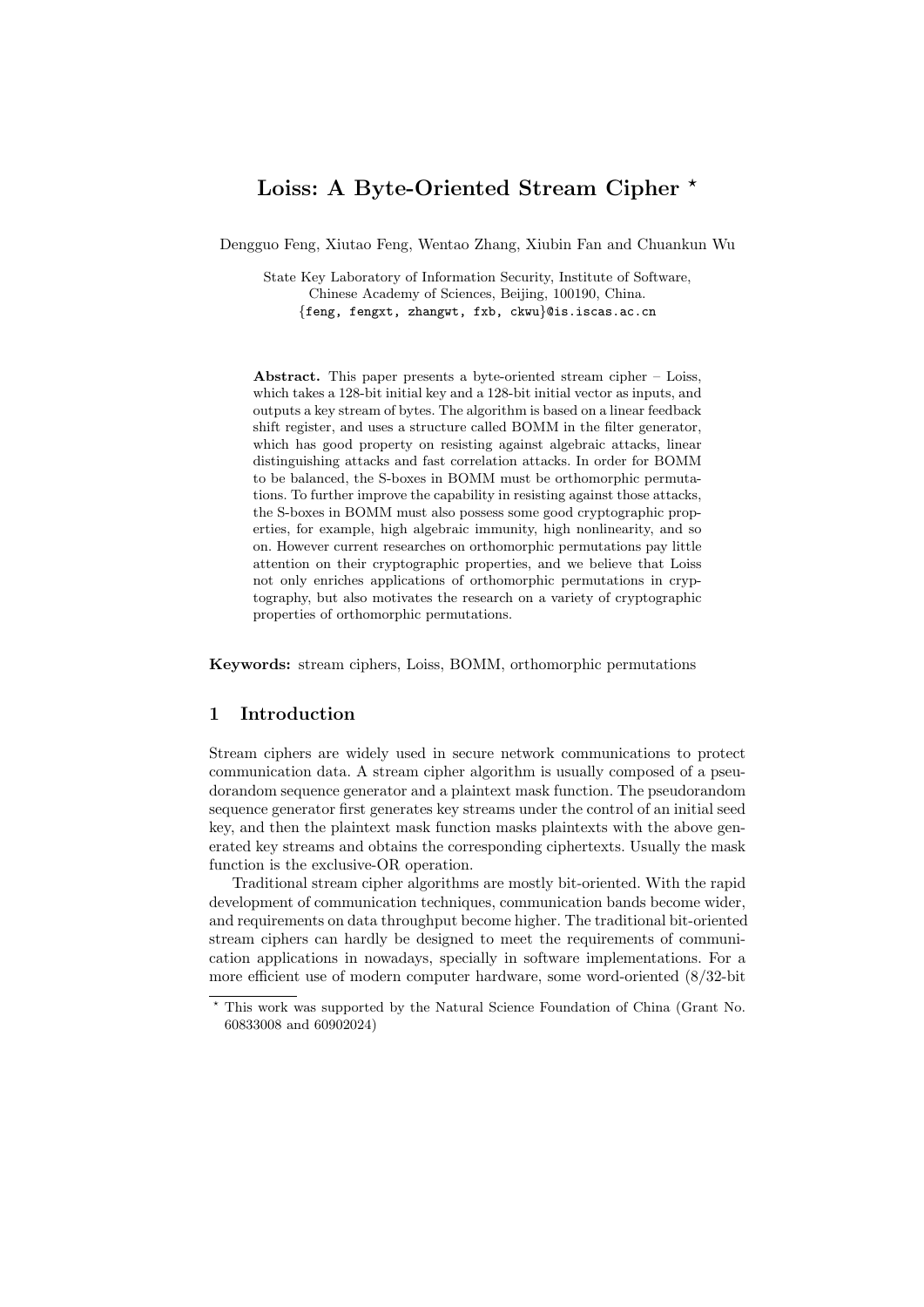# Loiss: A Byte-Oriented Stream Cipher [⋆]

Dengguo Feng, Xiutao Feng, Wentao Zhang, Xiubin Fan and Chuankun Wu

State Key Laboratory of Information Security, Institute of Software,
Chinese Academy of Sciences, Beijing, 100190, China.
{feng, fengxt, zhangwt, fxb, ckwu}@is.iscas.ac.cn

**Abstract.** This paper presents a byte-oriented stream cipher – Loiss, which takes a 128-bit initial key and a 128-bit initial vector as inputs, and outputs a key stream of bytes. The algorithm is based on a linear feedback shift register, and uses a structure called BOMM in the filter generator, which has good property on resisting against algebraic attacks, linear distinguishing attacks and fast correlation attacks. In order for BOMM to be balanced, the S-boxes in BOMM must be orthomorphic permutations. To further improve the capability in resisting against those attacks, the S-boxes in BOMM must also possess some good cryptographic properties, for example, high algebraic immunity, high nonlinearity, and so on. However current researches on orthomorphic permutations pay little attention on their cryptographic properties, and we believe that Loiss not only enriches applications of orthomorphic permutations in cryptography, but also motivates the research on a variety of cryptographic properties of orthomorphic permutations.

**Keywords:** stream ciphers, Loiss, BOMM, orthomorphic permutations

## 1 Introduction

Stream ciphers are widely used in secure network communications to protect communication data. A stream cipher algorithm is usually composed of a pseudorandom sequence generator and a plaintext mask function. The pseudorandom sequence generator first generates key streams under the control of an initial seed key, and then the plaintext mask function masks plaintexts with the above generated key streams and obtains the corresponding ciphertexts. Usually the mask function is the exclusive-OR operation.

Traditional stream cipher algorithms are mostly bit-oriented. With the rapid development of communication techniques, communication bands become wider, and requirements on data throughput become higher. The traditional bit-oriented stream ciphers can hardly be designed to meet the requirements of communication applications in nowadays, specially in software implementations. For a more efficient use of modern computer hardware, some word-oriented (8/32-bit

[⋆] This work was supported by the Natural Science Foundation of China (Grant No. 60833008 and 60902024)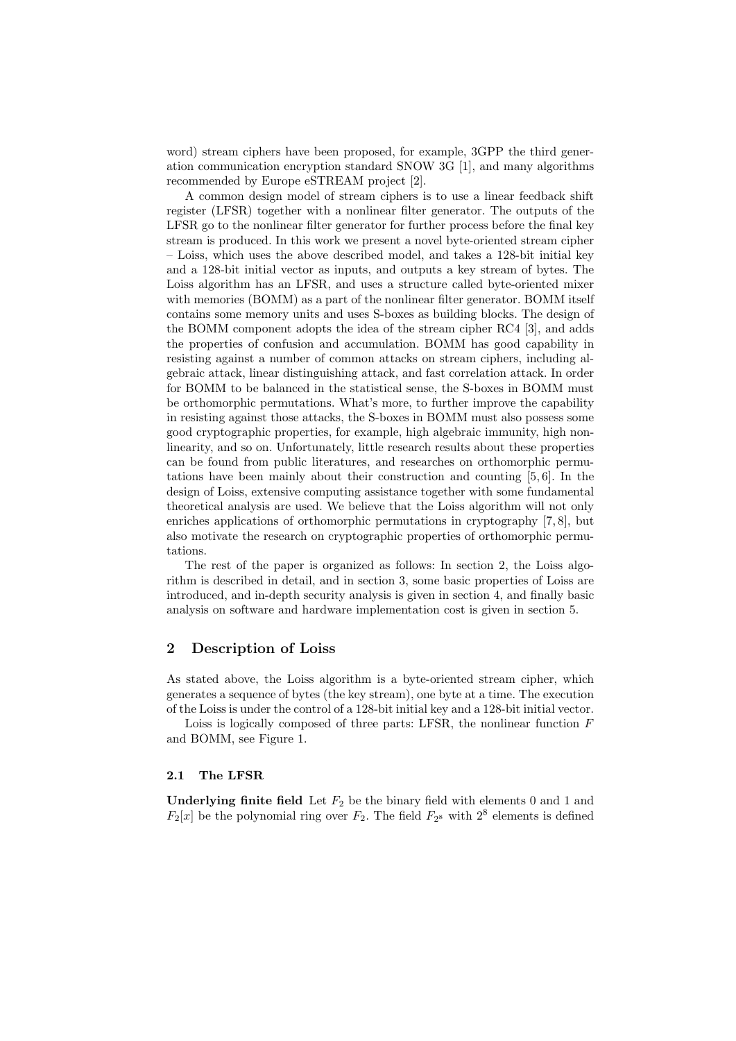word) stream ciphers have been proposed, for example, 3GPP the third generation communication encryption standard SNOW 3G [1], and many algorithms recommended by Europe eSTREAM project [2].

A common design model of stream ciphers is to use a linear feedback shift register (LFSR) together with a nonlinear filter generator. The outputs of the LFSR go to the nonlinear filter generator for further process before the final key stream is produced. In this work we present a novel byte-oriented stream cipher – Loiss, which uses the above described model, and takes a 128-bit initial key and a 128-bit initial vector as inputs, and outputs a key stream of bytes. The Loiss algorithm has an LFSR, and uses a structure called byte-oriented mixer with memories (BOMM) as a part of the nonlinear filter generator. BOMM itself contains some memory units and uses S-boxes as building blocks. The design of the BOMM component adopts the idea of the stream cipher RC4 [3], and adds the properties of confusion and accumulation. BOMM has good capability in resisting against a number of common attacks on stream ciphers, including algebraic attack, linear distinguishing attack, and fast correlation attack. In order for BOMM to be balanced in the statistical sense, the S-boxes in BOMM must be orthomorphic permutations. What's more, to further improve the capability in resisting against those attacks, the S-boxes in BOMM must also possess some good cryptographic properties, for example, high algebraic immunity, high nonlinearity, and so on. Unfortunately, little research results about these properties can be found from public literatures, and researches on orthomorphic permutations have been mainly about their construction and counting [5, 6]. In the design of Loiss, extensive computing assistance together with some fundamental theoretical analysis are used. We believe that the Loiss algorithm will not only enriches applications of orthomorphic permutations in cryptography [7, 8], but also motivate the research on cryptographic properties of orthomorphic permutations.

The rest of the paper is organized as follows: In section 2, the Loiss algorithm is described in detail, and in section 3, some basic properties of Loiss are introduced, and in-depth security analysis is given in section 4, and finally basic analysis on software and hardware implementation cost is given in section 5.

## 2 Description of Loiss

As stated above, the Loiss algorithm is a byte-oriented stream cipher, which generates a sequence of bytes (the key stream), one byte at a time. The execution of the Loiss is under the control of a 128-bit initial key and a 128-bit initial vector.

Loiss is logically composed of three parts: LFSR, the nonlinear function $F$ and BOMM, see Figure 1.

### 2.1 The LFSR

**Underlying finite field** Let $F_2$ be the binary field with elements 0 and 1 and $F_2[x]$ be the polynomial ring over $F_2$. The field $F_{2^8}$ with $2^8$ elements is defined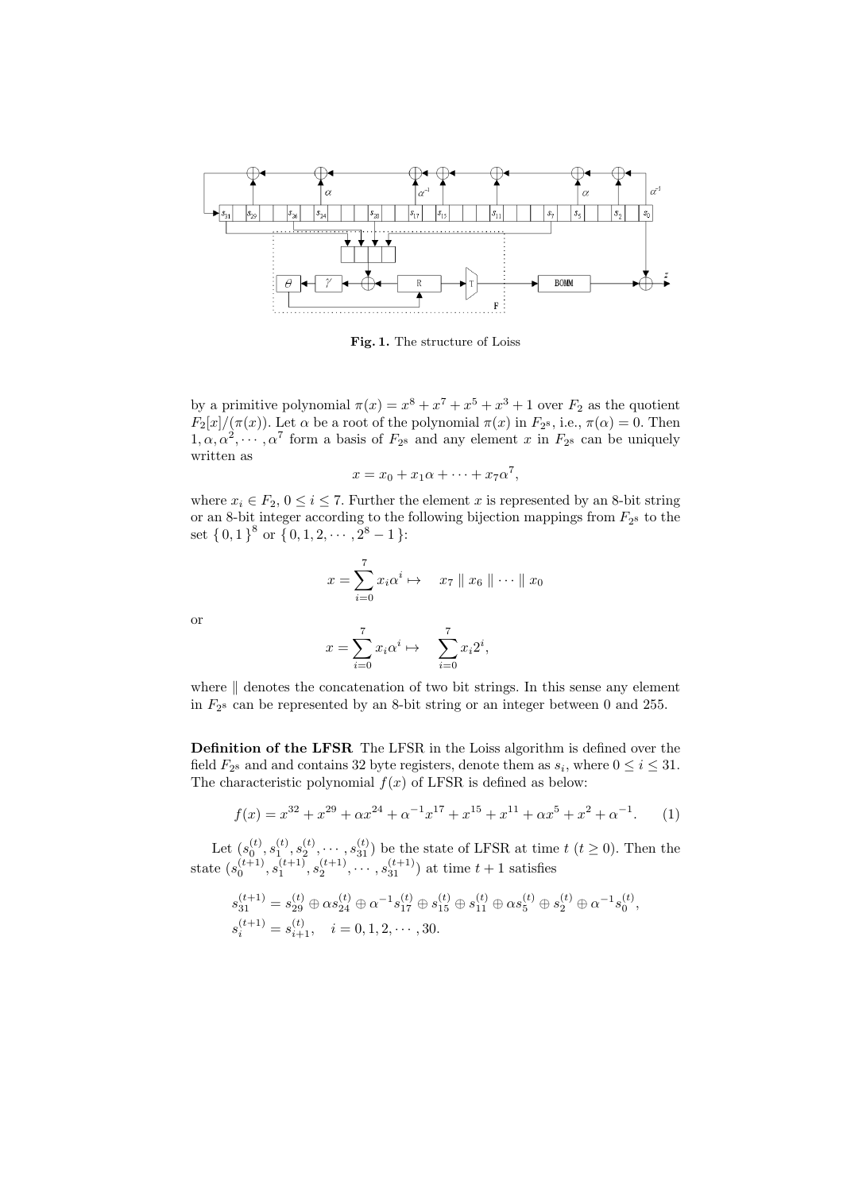Fig. 1. The structure of Loiss

by a primitive polynomial $\pi(x) = x^8 + x^7 + x^5 + x^3 + 1$ over $F_2$ as the quotient $F_2[x]/(\pi(x))$. Let $\alpha$ be a root of the polynomial $\pi(x)$ in $F_{2^8}$, i.e., $\pi(\alpha) = 0$. Then $1, \alpha, \alpha^2, \cdots, \alpha^7$ form a basis of $F_{2^8}$ and any element $x$ in $F_{2^8}$ can be uniquely written as

$$x = x_0 + x_1\alpha + \cdots + x_7\alpha^7,$$

where $x_i \in F_2$, $0 \leq i \leq 7$. Further the element $x$ is represented by an 8-bit string or an 8-bit integer according to the following bijection mappings from $F_{2^8}$ to the set $\{0,1\}^8$ or $\{0, 1, 2, \cdots, 2^8 - 1\}$:

$$x = \sum_{i=0}^{7} x_i\alpha^i \mapsto \quad x_7 \parallel x_6 \parallel \cdots \parallel x_0$$

or

$$x = \sum_{i=0}^{7} x_i\alpha^i \mapsto \quad \sum_{i=0}^{7} x_i 2^i,$$

where $\parallel$ denotes the concatenation of two bit strings. In this sense any element in $F_{2^8}$ can be represented by an 8-bit string or an integer between 0 and 255.

**Definition of the LFSR** The LFSR in the Loiss algorithm is defined over the field $F_{2^8}$ and and contains 32 byte registers, denote them as $s_i$, where $0 \leq i \leq 31$. The characteristic polynomial $f(x)$ of LFSR is defined as below:

$$f(x) = x^{32} + x^{29} + \alpha x^{24} + \alpha^{-1}x^{17} + x^{15} + x^{11} + \alpha x^5 + x^2 + \alpha^{-1}. \tag{1}$$

Let $(s_0^{(t)}, s_1^{(t)}, s_2^{(t)}, \cdots, s_{31}^{(t)})$ be the state of LFSR at time $t$ ($t \geq 0$). Then the state $(s_0^{(t+1)}, s_1^{(t+1)}, s_2^{(t+1)}, \cdots, s_{31}^{(t+1)})$ at time $t+1$ satisfies

$$s_{31}^{(t+1)} = s_{29}^{(t)} \oplus \alpha s_{24}^{(t)} \oplus \alpha^{-1}s_{17}^{(t)} \oplus s_{15}^{(t)} \oplus s_{11}^{(t)} \oplus \alpha s_5^{(t)} \oplus s_2^{(t)} \oplus \alpha^{-1}s_0^{(t)},$$
$$s_i^{(t+1)} = s_{i+1}^{(t)}, \quad i = 0, 1, 2, \cdots, 30.$$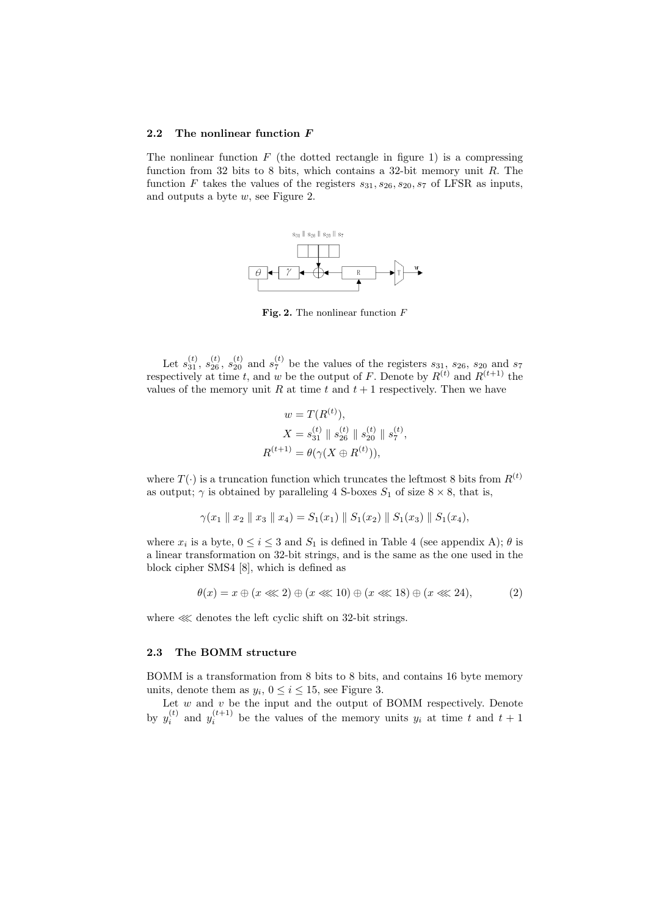### 2.2 The nonlinear function *F*

The nonlinear function $F$ (the dotted rectangle in figure 1) is a compressing function from 32 bits to 8 bits, which contains a 32-bit memory unit $R$. The function $F$ takes the values of the registers $s_{31}, s_{26}, s_{20}, s_7$ of LFSR as inputs, and outputs a byte $w$, see Figure 2.

**Fig. 2.** The nonlinear function $F$

Let $s_{31}^{(t)}$, $s_{26}^{(t)}$, $s_{20}^{(t)}$ and $s_7^{(t)}$ be the values of the registers $s_{31}$, $s_{26}$, $s_{20}$ and $s_7$ respectively at time $t$, and $w$ be the output of $F$. Denote by $R^{(t)}$ and $R^{(t+1)}$ the values of the memory unit $R$ at time $t$ and $t+1$ respectively. Then we have

$$w = T(R^{(t)}),$$
$$X = s_{31}^{(t)} \parallel s_{26}^{(t)} \parallel s_{20}^{(t)} \parallel s_7^{(t)},$$
$$R^{(t+1)} = \theta(\gamma(X \oplus R^{(t)})),$$

where $T(\cdot)$ is a truncation function which truncates the leftmost 8 bits from $R^{(t)}$ as output; $\gamma$ is obtained by paralleling 4 S-boxes $S_1$ of size $8 \times 8$, that is,

$$\gamma(x_1 \parallel x_2 \parallel x_3 \parallel x_4) = S_1(x_1) \parallel S_1(x_2) \parallel S_1(x_3) \parallel S_1(x_4),$$

where $x_i$ is a byte, $0 \leq i \leq 3$ and $S_1$ is defined in Table 4 (see appendix A); $\theta$ is a linear transformation on 32-bit strings, and is the same as the one used in the block cipher SMS4 [8], which is defined as

$$\theta(x) = x \oplus (x \lll 2) \oplus (x \lll 10) \oplus (x \lll 18) \oplus (x \lll 24), \tag{2}$$

where $\lll$ denotes the left cyclic shift on 32-bit strings.

### 2.3 The BOMM structure

BOMM is a transformation from 8 bits to 8 bits, and contains 16 byte memory units, denote them as $y_i$, $0 \leq i \leq 15$, see Figure 3.

Let $w$ and $v$ be the input and the output of BOMM respectively. Denote by $y_i^{(t)}$ and $y_i^{(t+1)}$ be the values of the memory units $y_i$ at time $t$ and $t+1$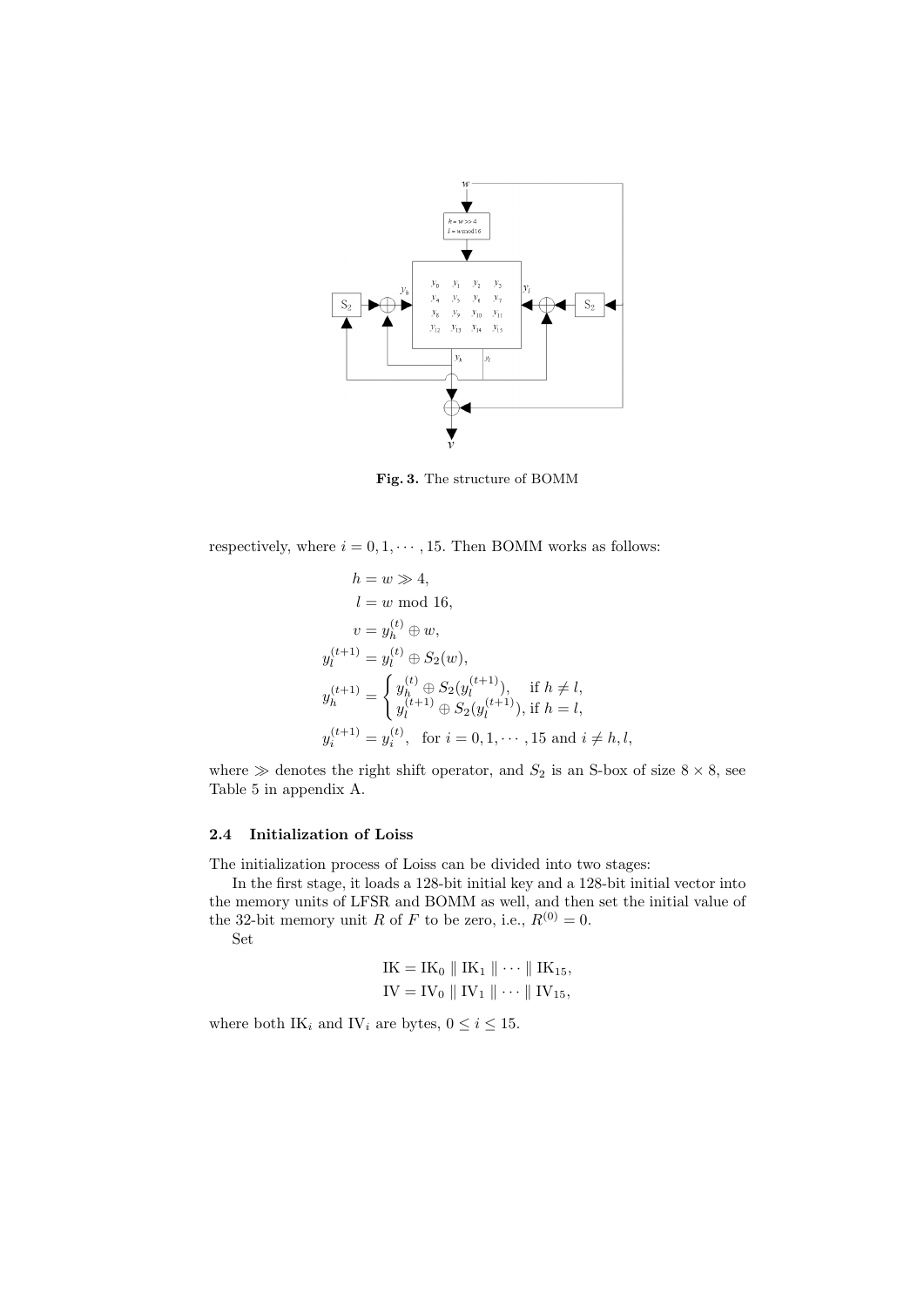**Fig. 3.** The structure of BOMM

respectively, where $i = 0, 1, \cdots, 15$. Then BOMM works as follows:

$$
\begin{aligned}
h &= w \gg 4, \\
l &= w \bmod 16, \\
v &= y_h^{(t)} \oplus w, \\
y_l^{(t+1)} &= y_l^{(t)} \oplus S_2(w), \\
y_h^{(t+1)} &= \begin{cases} y_h^{(t)} \oplus S_2(y_l^{(t+1)}), & \text{if } h \neq l, \\ y_l^{(t+1)} \oplus S_2(y_l^{(t+1)}), & \text{if } h = l, \end{cases} \\
y_i^{(t+1)} &= y_i^{(t)}, \quad \text{for } i = 0, 1, \cdots, 15 \text{ and } i \neq h, l,
\end{aligned}
$$

where $\gg$ denotes the right shift operator, and $S_2$ is an S-box of size $8 \times 8$, see Table 5 in appendix A.

### 2.4 Initialization of Loiss

The initialization process of Loiss can be divided into two stages:

In the first stage, it loads a 128-bit initial key and a 128-bit initial vector into the memory units of LFSR and BOMM as well, and then set the initial value of the 32-bit memory unit $R$ of $F$ to be zero, i.e., $R^{(0)} = 0$.

Set

$$
\begin{aligned}
\mathrm{IK} &= \mathrm{IK}_0 \parallel \mathrm{IK}_1 \parallel \cdots \parallel \mathrm{IK}_{15}, \\
\mathrm{IV} &= \mathrm{IV}_0 \parallel \mathrm{IV}_1 \parallel \cdots \parallel \mathrm{IV}_{15},
\end{aligned}
$$

where both $\mathrm{IK}_i$ and $\mathrm{IV}_i$ are bytes, $0 \leq i \leq 15$.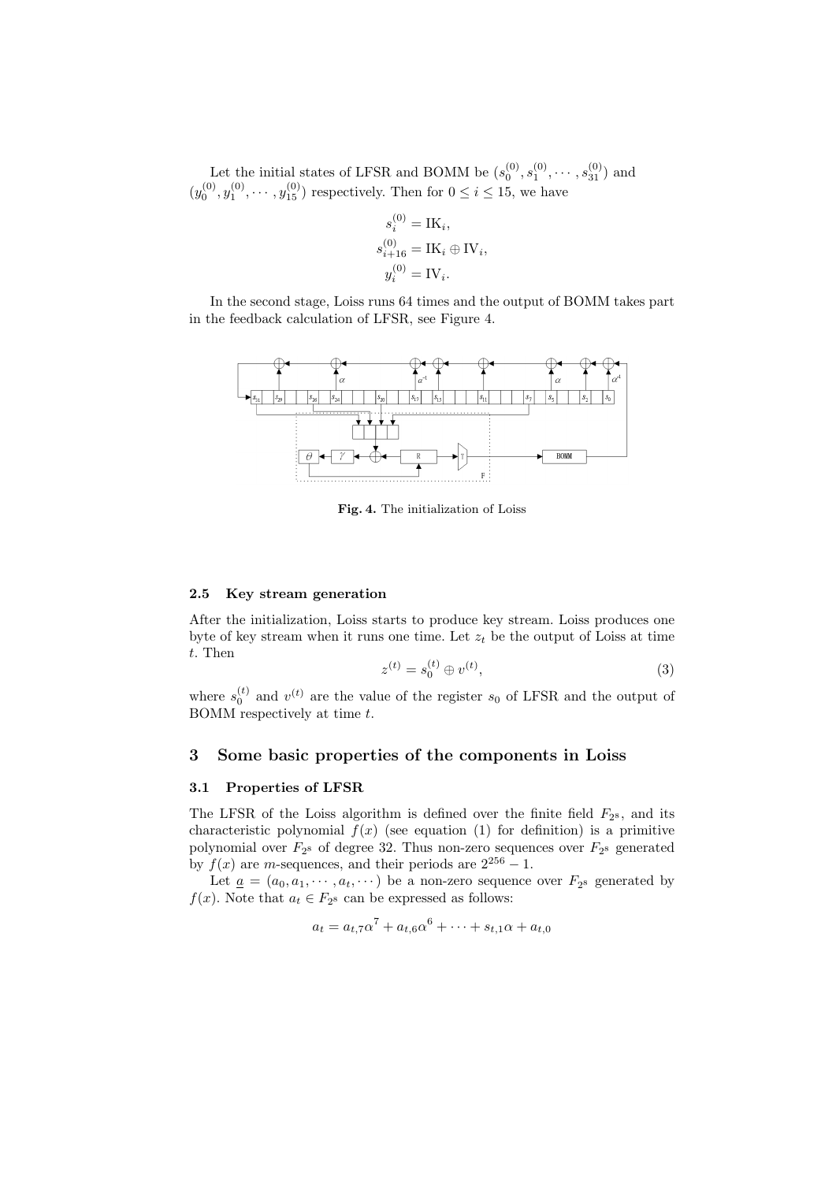Let the initial states of LFSR and BOMM be $(s_0^{(0)}, s_1^{(0)}, \cdots, s_{31}^{(0)})$ and $(y_0^{(0)}, y_1^{(0)}, \cdots, y_{15}^{(0)})$ respectively. Then for $0 \le i \le 15$, we have

$$s_i^{(0)} = \mathrm{IK}_i,$$
$$s_{i+16}^{(0)} = \mathrm{IK}_i \oplus \mathrm{IV}_i,$$
$$y_i^{(0)} = \mathrm{IV}_i.$$

In the second stage, Loiss runs 64 times and the output of BOMM takes part in the feedback calculation of LFSR, see Figure 4.

**Fig. 4.** The initialization of Loiss

### 2.5 Key stream generation

After the initialization, Loiss starts to produce key stream. Loiss produces one byte of key stream when it runs one time. Let $z_t$ be the output of Loiss at time $t$. Then

$$z^{(t)} = s_0^{(t)} \oplus v^{(t)}, \tag{3}$$

where $s_0^{(t)}$ and $v^{(t)}$ are the value of the register $s_0$ of LFSR and the output of BOMM respectively at time $t$.

## 3 Some basic properties of the components in Loiss

### 3.1 Properties of LFSR

The LFSR of the Loiss algorithm is defined over the finite field $F_{2^8}$, and its characteristic polynomial $f(x)$ (see equation (1) for definition) is a primitive polynomial over $F_{2^8}$ of degree 32. Thus non-zero sequences over $F_{2^8}$ generated by $f(x)$ are $m$-sequences, and their periods are $2^{256} - 1$.

Let $\underline{a} = (a_0, a_1, \cdots, a_t, \cdots)$ be a non-zero sequence over $F_{2^8}$ generated by $f(x)$. Note that $a_t \in F_{2^8}$ can be expressed as follows:

$$a_t = a_{t,7}\alpha^7 + a_{t,6}\alpha^6 + \cdots + s_{t,1}\alpha + a_{t,0}$$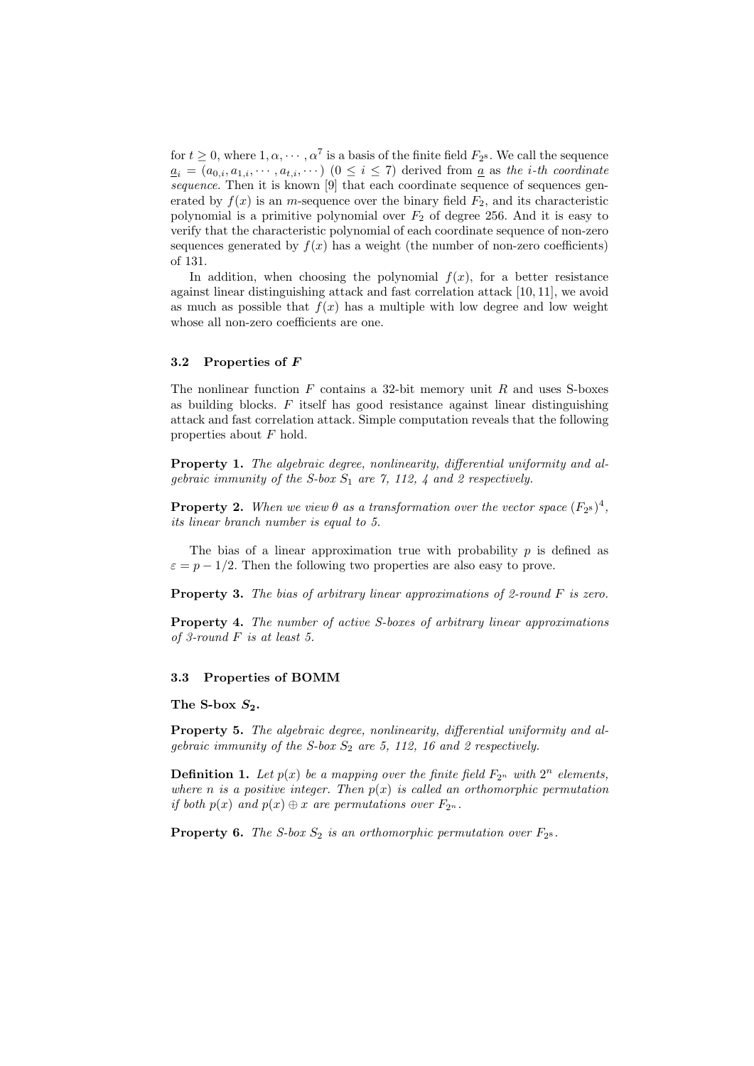for $t \geq 0$, where $1, \alpha, \cdots, \alpha^7$ is a basis of the finite field $F_{2^8}$. We call the sequence $\underline{a}_i = (a_{0,i}, a_{1,i}, \cdots, a_{t,i}, \cdots)$ $(0 \leq i \leq 7)$ derived from $\underline{a}$ as *the i-th coordinate sequence*. Then it is known [9] that each coordinate sequence of sequences generated by $f(x)$ is an $m$-sequence over the binary field $F_2$, and its characteristic polynomial is a primitive polynomial over $F_2$ of degree 256. And it is easy to verify that the characteristic polynomial of each coordinate sequence of non-zero sequences generated by $f(x)$ has a weight (the number of non-zero coefficients) of 131.

In addition, when choosing the polynomial $f(x)$, for a better resistance against linear distinguishing attack and fast correlation attack [10, 11], we avoid as much as possible that $f(x)$ has a multiple with low degree and low weight whose all non-zero coefficients are one.

### 3.2 Properties of $F$

The nonlinear function $F$ contains a 32-bit memory unit $R$ and uses S-boxes as building blocks. $F$ itself has good resistance against linear distinguishing attack and fast correlation attack. Simple computation reveals that the following properties about $F$ hold.

**Property 1.** *The algebraic degree, nonlinearity, differential uniformity and algebraic immunity of the S-box $S_1$ are 7, 112, 4 and 2 respectively.*

**Property 2.** *When we view $\theta$ as a transformation over the vector space $(F_{2^8})^4$, its linear branch number is equal to 5.*

The bias of a linear approximation true with probability $p$ is defined as $\varepsilon = p - 1/2$. Then the following two properties are also easy to prove.

**Property 3.** *The bias of arbitrary linear approximations of 2-round $F$ is zero.*

**Property 4.** *The number of active S-boxes of arbitrary linear approximations of 3-round $F$ is at least 5.*

### 3.3 Properties of BOMM

**The S-box $S_2$.**

**Property 5.** *The algebraic degree, nonlinearity, differential uniformity and algebraic immunity of the S-box $S_2$ are 5, 112, 16 and 2 respectively.*

**Definition 1.** *Let $p(x)$ be a mapping over the finite field $F_{2^n}$ with $2^n$ elements, where $n$ is a positive integer. Then $p(x)$ is called an orthomorphic permutation if both $p(x)$ and $p(x) \oplus x$ are permutations over $F_{2^n}$.*

**Property 6.** *The S-box $S_2$ is an orthomorphic permutation over $F_{2^8}$.*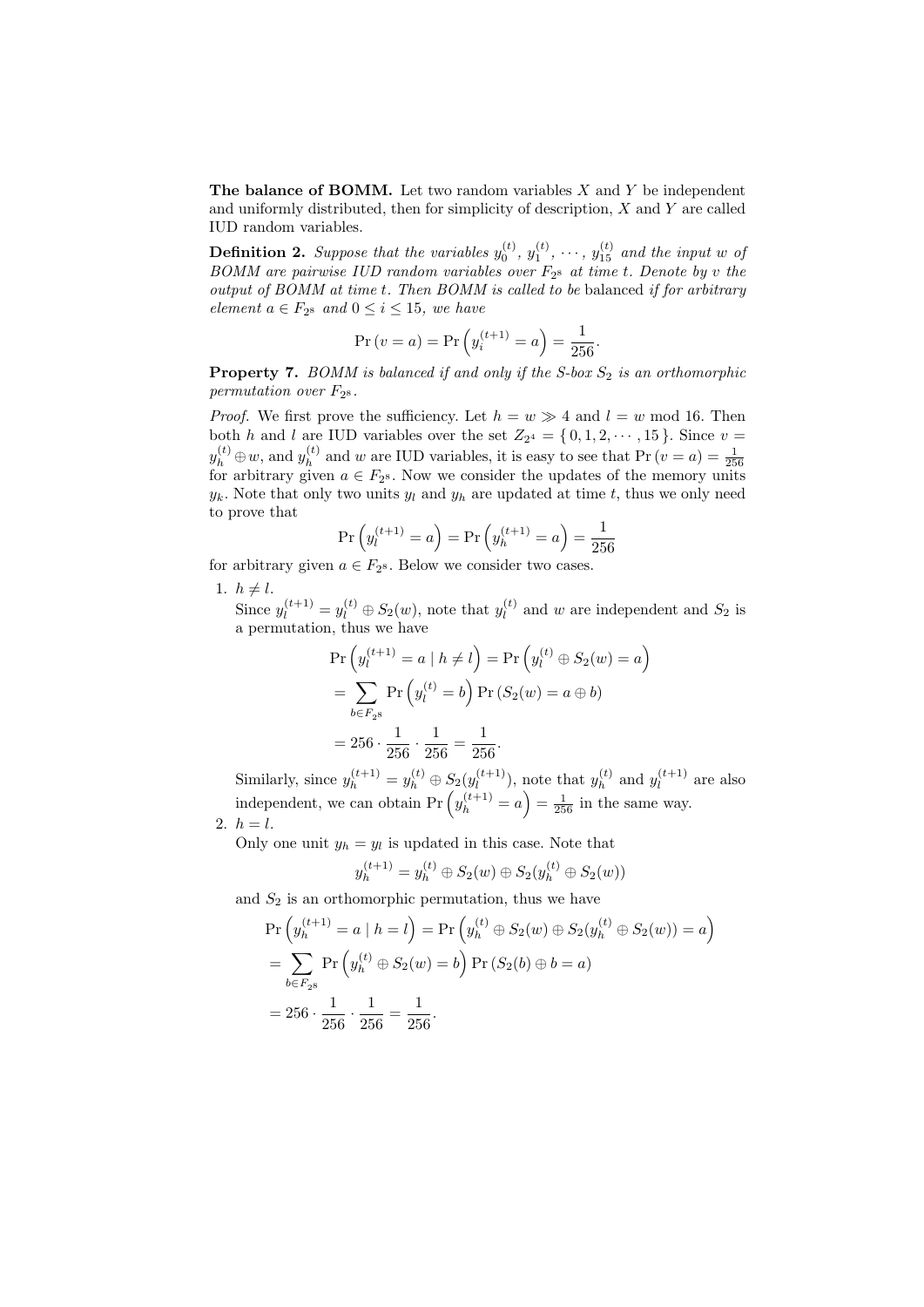**The balance of BOMM.** Let two random variables $X$ and $Y$ be independent and uniformly distributed, then for simplicity of description, $X$ and $Y$ are called IUD random variables.

**Definition 2.** *Suppose that the variables $y_0^{(t)}$, $y_1^{(t)}$, $\cdots$, $y_{15}^{(t)}$ and the input $w$ of BOMM are pairwise IUD random variables over $F_{2^8}$ at time $t$. Denote by $v$ the output of BOMM at time $t$. Then BOMM is called to be* balanced *if for arbitrary element $a \in F_{2^8}$ and $0 \leq i \leq 15$, we have*

$$\Pr(v = a) = \Pr\left(y_i^{(t+1)} = a\right) = \frac{1}{256}.$$

**Property 7.** *BOMM is balanced if and only if the S-box $S_2$ is an orthomorphic permutation over $F_{2^8}$.*

*Proof.* We first prove the sufficiency. Let $h = w \gg 4$ and $l = w \bmod 16$. Then both $h$ and $l$ are IUD variables over the set $Z_{2^4} = \{0, 1, 2, \cdots, 15\}$. Since $v = y_h^{(t)} \oplus w$, and $y_h^{(t)}$ and $w$ are IUD variables, it is easy to see that $\Pr(v = a) = \frac{1}{256}$ for arbitrary given $a \in F_{2^8}$. Now we consider the updates of the memory units $y_k$. Note that only two units $y_l$ and $y_h$ are updated at time $t$, thus we only need to prove that

$$\Pr\left(y_l^{(t+1)} = a\right) = \Pr\left(y_h^{(t+1)} = a\right) = \frac{1}{256}$$

for arbitrary given $a \in F_{2^8}$. Below we consider two cases.

1. $h \neq l$.
   Since $y_l^{(t+1)} = y_l^{(t)} \oplus S_2(w)$, note that $y_l^{(t)}$ and $w$ are independent and $S_2$ is a permutation, thus we have

$$\begin{aligned}
\Pr\left(y_l^{(t+1)} = a \mid h \neq l\right) &= \Pr\left(y_l^{(t)} \oplus S_2(w) = a\right) \\
&= \sum_{b \in F_{2^8}} \Pr\left(y_l^{(t)} = b\right) \Pr\left(S_2(w) = a \oplus b\right) \\
&= 256 \cdot \frac{1}{256} \cdot \frac{1}{256} = \frac{1}{256}.
\end{aligned}$$

   Similarly, since $y_h^{(t+1)} = y_h^{(t)} \oplus S_2(y_l^{(t+1)})$, note that $y_h^{(t)}$ and $y_l^{(t+1)}$ are also independent, we can obtain $\Pr\left(y_h^{(t+1)} = a\right) = \frac{1}{256}$ in the same way.

2. $h = l$.
   Only one unit $y_h = y_l$ is updated in this case. Note that

$$y_h^{(t+1)} = y_h^{(t)} \oplus S_2(w) \oplus S_2(y_h^{(t)} \oplus S_2(w))$$

   and $S_2$ is an orthomorphic permutation, thus we have

$$\begin{aligned}
&\Pr\left(y_h^{(t+1)} = a \mid h = l\right) = \Pr\left(y_h^{(t)} \oplus S_2(w) \oplus S_2(y_h^{(t)} \oplus S_2(w)) = a\right) \\
&= \sum_{b \in F_{2^8}} \Pr\left(y_h^{(t)} \oplus S_2(w) = b\right) \Pr\left(S_2(b) \oplus b = a\right) \\
&= 256 \cdot \frac{1}{256} \cdot \frac{1}{256} = \frac{1}{256}.
\end{aligned}$$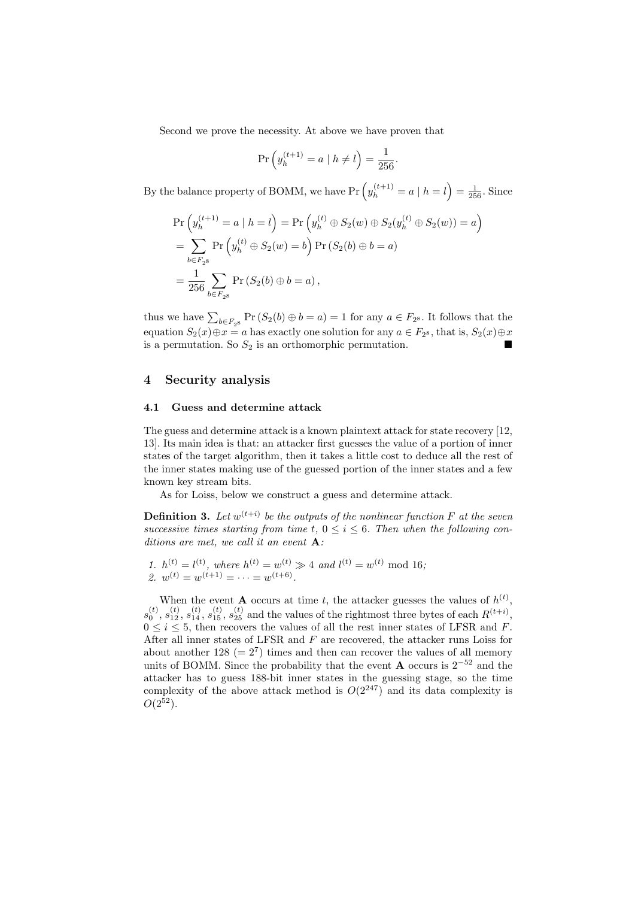Second we prove the necessity. At above we have proven that

$$\Pr\left(y_h^{(t+1)} = a \mid h \neq l\right) = \frac{1}{256}.$$

By the balance property of BOMM, we have $\Pr\left(y_h^{(t+1)} = a \mid h = l\right) = \frac{1}{256}$. Since

$$\begin{aligned}
\Pr\left(y_h^{(t+1)} = a \mid h = l\right) &= \Pr\left(y_h^{(t)} \oplus S_2(w) \oplus S_2(y_h^{(t)} \oplus S_2(w)) = a\right) \\
&= \sum_{b \in F_{2^8}} \Pr\left(y_h^{(t)} \oplus S_2(w) = b\right) \Pr\left(S_2(b) \oplus b = a\right) \\
&= \frac{1}{256} \sum_{b \in F_{2^8}} \Pr\left(S_2(b) \oplus b = a\right),
\end{aligned}$$

thus we have $\sum_{b \in F_{2^8}} \Pr\left(S_2(b) \oplus b = a\right) = 1$ for any $a \in F_{2^8}$. It follows that the equation $S_2(x) \oplus x = a$ has exactly one solution for any $a \in F_{2^8}$, that is, $S_2(x) \oplus x$ is a permutation. So $S_2$ is an orthomorphic permutation. ■

## 4 Security analysis

### 4.1 Guess and determine attack

The guess and determine attack is a known plaintext attack for state recovery [12, 13]. Its main idea is that: an attacker first guesses the value of a portion of inner states of the target algorithm, then it takes a little cost to deduce all the rest of the inner states making use of the guessed portion of the inner states and a few known key stream bits.

As for Loiss, below we construct a guess and determine attack.

**Definition 3.** *Let $w^{(t+i)}$ be the outputs of the nonlinear function $F$ at the seven successive times starting from time $t$, $0 \leq i \leq 6$. Then when the following conditions are met, we call it an event* **A***:*

1. *$h^{(t)} = l^{(t)}$, where $h^{(t)} = w^{(t)} \gg 4$ and $l^{(t)} = w^{(t)} \bmod 16$;*
2. *$w^{(t)} = w^{(t+1)} = \cdots = w^{(t+6)}$.*

When the event **A** occurs at time $t$, the attacker guesses the values of $h^{(t)}$, $s_0^{(t)}$, $s_{12}^{(t)}$, $s_{14}^{(t)}$, $s_{15}^{(t)}$, $s_{25}^{(t)}$ and the values of the rightmost three bytes of each $R^{(t+i)}$, $0 \leq i \leq 5$, then recovers the values of all the rest inner states of LFSR and $F$. After all inner states of LFSR and $F$ are recovered, the attacker runs Loiss for about another 128 ($= 2^7$) times and then can recover the values of all memory units of BOMM. Since the probability that the event **A** occurs is $2^{-52}$ and the attacker has to guess 188-bit inner states in the guessing stage, so the time complexity of the above attack method is $O(2^{247})$ and its data complexity is $O(2^{52})$.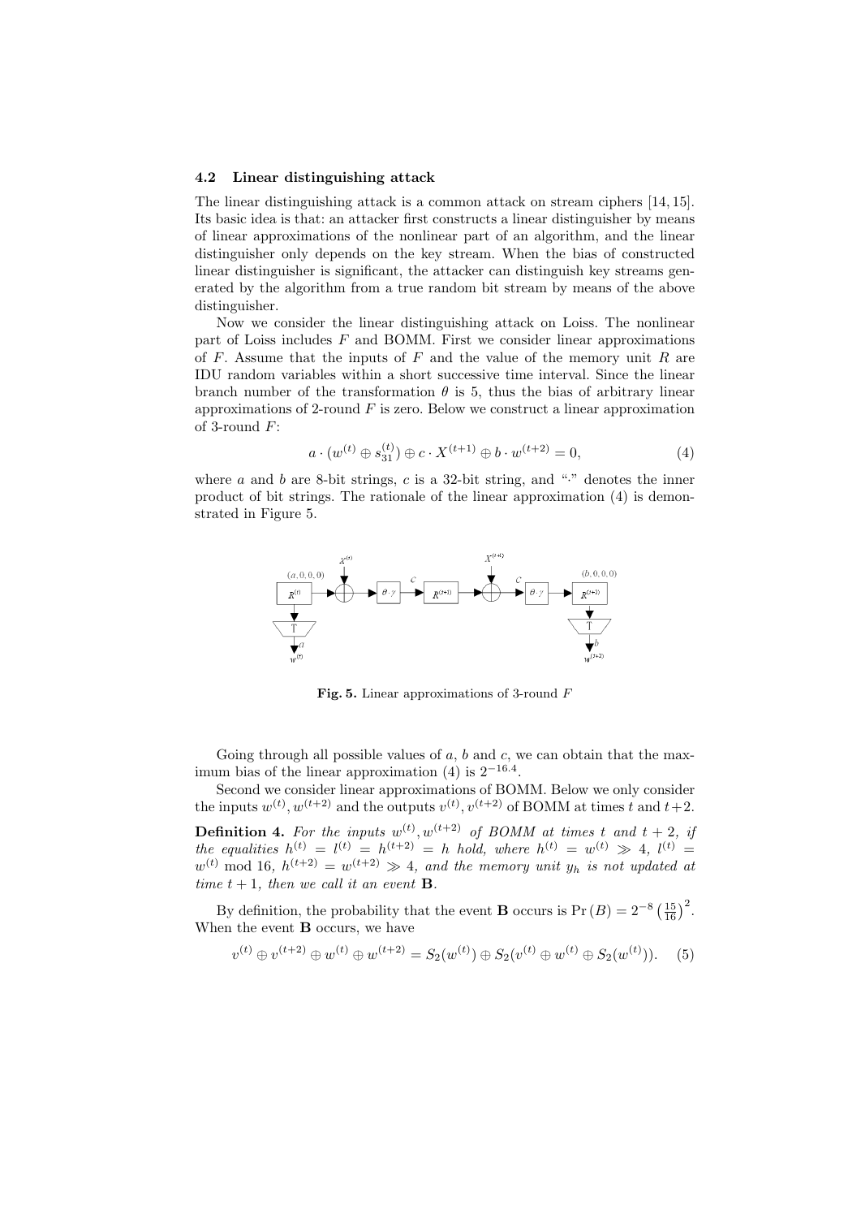### 4.2 Linear distinguishing attack

The linear distinguishing attack is a common attack on stream ciphers [14, 15]. Its basic idea is that: an attacker first constructs a linear distinguisher by means of linear approximations of the nonlinear part of an algorithm, and the linear distinguisher only depends on the key stream. When the bias of constructed linear distinguisher is significant, the attacker can distinguish key streams generated by the algorithm from a true random bit stream by means of the above distinguisher.

Now we consider the linear distinguishing attack on Loiss. The nonlinear part of Loiss includes $F$ and BOMM. First we consider linear approximations of $F$. Assume that the inputs of $F$ and the value of the memory unit $R$ are IDU random variables within a short successive time interval. Since the linear branch number of the transformation $\theta$ is 5, thus the bias of arbitrary linear approximations of 2-round $F$ is zero. Below we construct a linear approximation of 3-round $F$:

$$a \cdot (w^{(t)} \oplus s_{31}^{(t)}) \oplus c \cdot X^{(t+1)} \oplus b \cdot w^{(t+2)} = 0, \tag{4}$$

where $a$ and $b$ are 8-bit strings, $c$ is a 32-bit string, and "$\cdot$" denotes the inner product of bit strings. The rationale of the linear approximation (4) is demonstrated in Figure 5.

**Fig. 5.** Linear approximations of 3-round $F$

Going through all possible values of $a$, $b$ and $c$, we can obtain that the maximum bias of the linear approximation (4) is $2^{-16.4}$.

Second we consider linear approximations of BOMM. Below we only consider the inputs $w^{(t)}, w^{(t+2)}$ and the outputs $v^{(t)}, v^{(t+2)}$ of BOMM at times $t$ and $t+2$.

**Definition 4.** *For the inputs $w^{(t)}, w^{(t+2)}$ of BOMM at times $t$ and $t+2$, if the equalities $h^{(t)} = l^{(t)} = h^{(t+2)} = h$ hold, where $h^{(t)} = w^{(t)} \gg 4$, $l^{(t)} = w^{(t)} \bmod 16$, $h^{(t+2)} = w^{(t+2)} \gg 4$, and the memory unit $y_h$ is not updated at time $t+1$, then we call it an event* **B**.

By definition, the probability that the event **B** occurs is $\Pr(B) = 2^{-8}\left(\frac{15}{16}\right)^2$. When the event **B** occurs, we have

$$v^{(t)} \oplus v^{(t+2)} \oplus w^{(t)} \oplus w^{(t+2)} = S_2(w^{(t)}) \oplus S_2(v^{(t)} \oplus w^{(t)} \oplus S_2(w^{(t)})). \tag{5}$$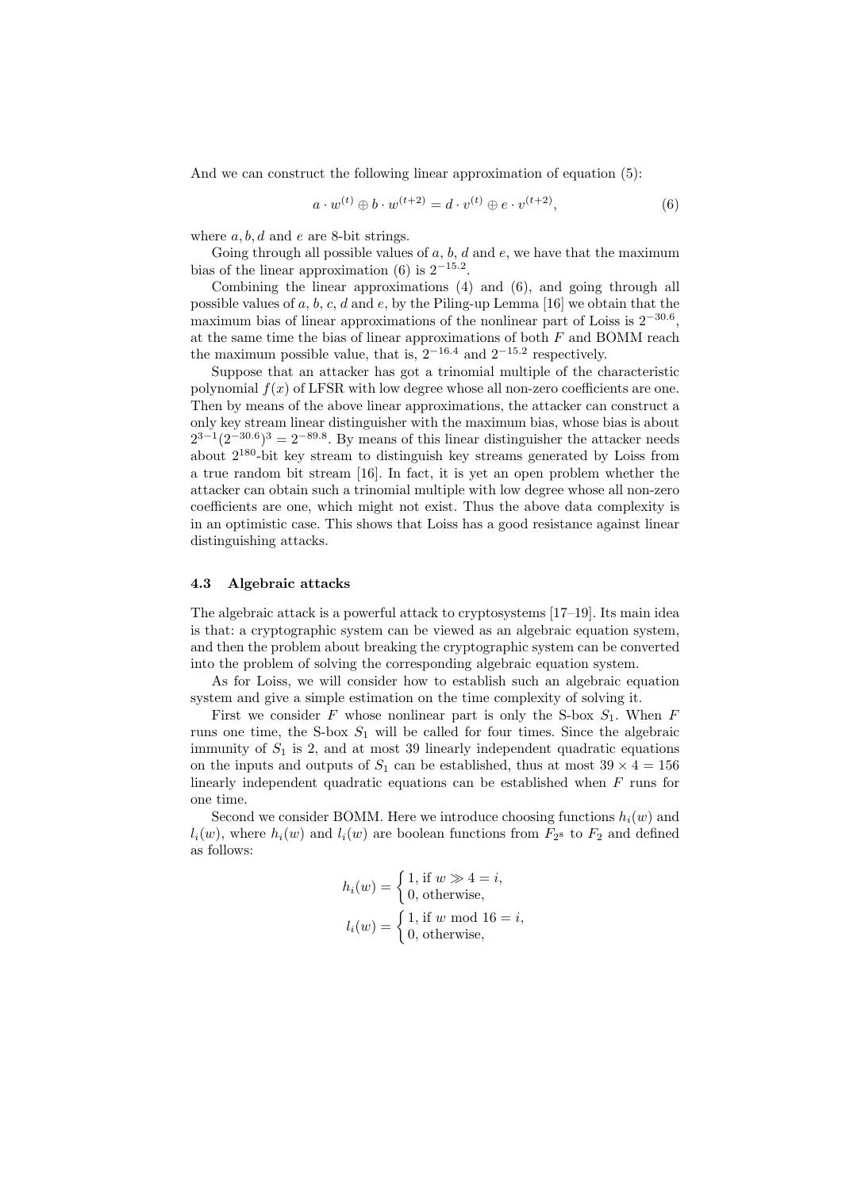And we can construct the following linear approximation of equation (5):

$$a \cdot w^{(t)} \oplus b \cdot w^{(t+2)} = d \cdot v^{(t)} \oplus e \cdot v^{(t+2)}, \tag{6}$$

where $a, b, d$ and $e$ are 8-bit strings.

Going through all possible values of $a$, $b$, $d$ and $e$, we have that the maximum bias of the linear approximation (6) is $2^{-15.2}$.

Combining the linear approximations (4) and (6), and going through all possible values of $a$, $b$, $c$, $d$ and $e$, by the Piling-up Lemma [16] we obtain that the maximum bias of linear approximations of the nonlinear part of Loiss is $2^{-30.6}$, at the same time the bias of linear approximations of both $F$ and BOMM reach the maximum possible value, that is, $2^{-16.4}$ and $2^{-15.2}$ respectively.

Suppose that an attacker has got a trinomial multiple of the characteristic polynomial $f(x)$ of LFSR with low degree whose all non-zero coefficients are one. Then by means of the above linear approximations, the attacker can construct a only key stream linear distinguisher with the maximum bias, whose bias is about $2^{3-1}(2^{-30.6})^3 = 2^{-89.8}$. By means of this linear distinguisher the attacker needs about $2^{180}$-bit key stream to distinguish key streams generated by Loiss from a true random bit stream [16]. In fact, it is yet an open problem whether the attacker can obtain such a trinomial multiple with low degree whose all non-zero coefficients are one, which might not exist. Thus the above data complexity is in an optimistic case. This shows that Loiss has a good resistance against linear distinguishing attacks.

### 4.3 Algebraic attacks

The algebraic attack is a powerful attack to cryptosystems [17–19]. Its main idea is that: a cryptographic system can be viewed as an algebraic equation system, and then the problem about breaking the cryptographic system can be converted into the problem of solving the corresponding algebraic equation system.

As for Loiss, we will consider how to establish such an algebraic equation system and give a simple estimation on the time complexity of solving it.

First we consider $F$ whose nonlinear part is only the S-box $S_1$. When $F$ runs one time, the S-box $S_1$ will be called for four times. Since the algebraic immunity of $S_1$ is 2, and at most 39 linearly independent quadratic equations on the inputs and outputs of $S_1$ can be established, thus at most $39 \times 4 = 156$ linearly independent quadratic equations can be established when $F$ runs for one time.

Second we consider BOMM. Here we introduce choosing functions $h_i(w)$ and $l_i(w)$, where $h_i(w)$ and $l_i(w)$ are boolean functions from $F_{2^8}$ to $F_2$ and defined as follows:

$$h_i(w) = \begin{cases} 1, \text{ if } w \gg 4 = i, \\ 0, \text{ otherwise}, \end{cases}$$

$$l_i(w) = \begin{cases} 1, \text{ if } w \bmod 16 = i, \\ 0, \text{ otherwise}, \end{cases}$$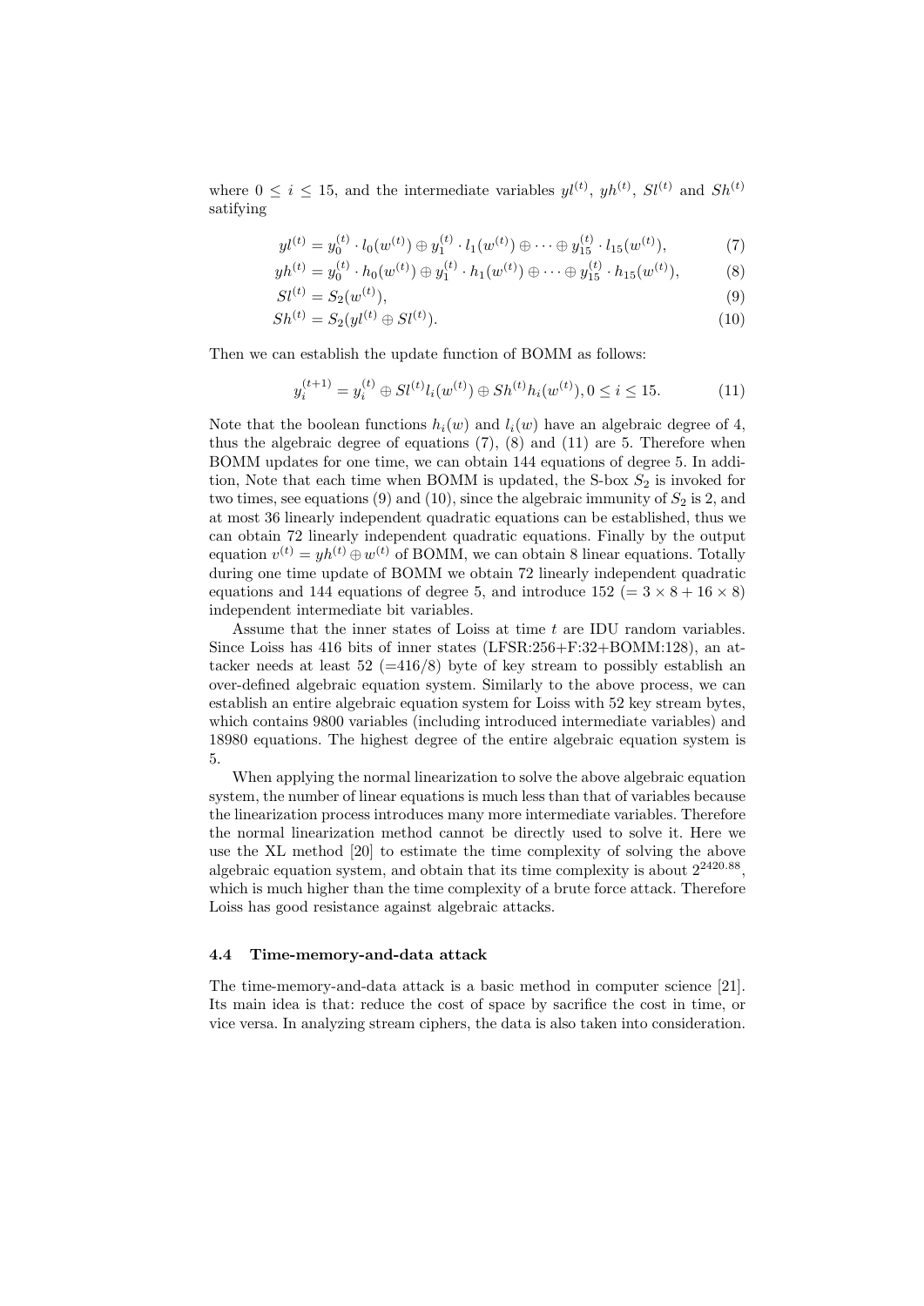where $0 \leq i \leq 15$, and the intermediate variables $yl^{(t)}$, $yh^{(t)}$, $Sl^{(t)}$ and $Sh^{(t)}$ satifying

$$yl^{(t)} = y_0^{(t)} \cdot l_0(w^{(t)}) \oplus y_1^{(t)} \cdot l_1(w^{(t)}) \oplus \cdots \oplus y_{15}^{(t)} \cdot l_{15}(w^{(t)}), \tag{7}$$

$$yh^{(t)} = y_0^{(t)} \cdot h_0(w^{(t)}) \oplus y_1^{(t)} \cdot h_1(w^{(t)}) \oplus \cdots \oplus y_{15}^{(t)} \cdot h_{15}(w^{(t)}), \tag{8}$$

$$Sl^{(t)} = S_2(w^{(t)}), \tag{9}$$

$$Sh^{(t)} = S_2(yl^{(t)} \oplus Sl^{(t)}). \tag{10}$$

Then we can establish the update function of BOMM as follows:

$$y_i^{(t+1)} = y_i^{(t)} \oplus Sl^{(t)} l_i(w^{(t)}) \oplus Sh^{(t)} h_i(w^{(t)}), 0 \leq i \leq 15. \tag{11}$$

Note that the boolean functions $h_i(w)$ and $l_i(w)$ have an algebraic degree of 4, thus the algebraic degree of equations (7), (8) and (11) are 5. Therefore when BOMM updates for one time, we can obtain 144 equations of degree 5. In addition, Note that each time when BOMM is updated, the S-box $S_2$ is invoked for two times, see equations (9) and (10), since the algebraic immunity of $S_2$ is 2, and at most 36 linearly independent quadratic equations can be established, thus we can obtain 72 linearly independent quadratic equations. Finally by the output equation $v^{(t)} = yh^{(t)} \oplus w^{(t)}$ of BOMM, we can obtain 8 linear equations. Totally during one time update of BOMM we obtain 72 linearly independent quadratic equations and 144 equations of degree 5, and introduce 152 ($= 3 \times 8 + 16 \times 8$) independent intermediate bit variables.

Assume that the inner states of Loiss at time $t$ are IDU random variables. Since Loiss has 416 bits of inner states (LFSR:256+F:32+BOMM:128), an attacker needs at least 52 (=416/8) byte of key stream to possibly establish an over-defined algebraic equation system. Similarly to the above process, we can establish an entire algebraic equation system for Loiss with 52 key stream bytes, which contains 9800 variables (including introduced intermediate variables) and 18980 equations. The highest degree of the entire algebraic equation system is 5.

When applying the normal linearization to solve the above algebraic equation system, the number of linear equations is much less than that of variables because the linearization process introduces many more intermediate variables. Therefore the normal linearization method cannot be directly used to solve it. Here we use the XL method [20] to estimate the time complexity of solving the above algebraic equation system, and obtain that its time complexity is about $2^{2420.88}$, which is much higher than the time complexity of a brute force attack. Therefore Loiss has good resistance against algebraic attacks.

### 4.4 Time-memory-and-data attack

The time-memory-and-data attack is a basic method in computer science [21]. Its main idea is that: reduce the cost of space by sacrifice the cost in time, or vice versa. In analyzing stream ciphers, the data is also taken into consideration.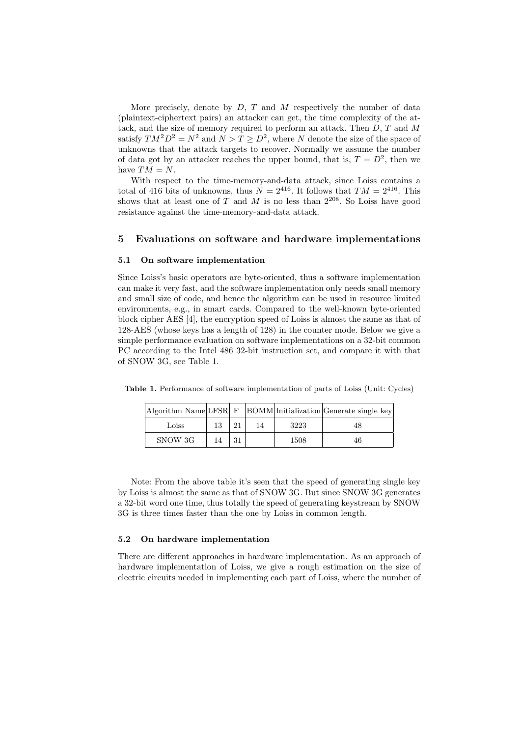More precisely, denote by $D$, $T$ and $M$ respectively the number of data (plaintext-ciphertext pairs) an attacker can get, the time complexity of the attack, and the size of memory required to perform an attack. Then $D$, $T$ and $M$ satisfy $TM^2D^2 = N^2$ and $N > T \geq D^2$, where $N$ denote the size of the space of unknowns that the attack targets to recover. Normally we assume the number of data got by an attacker reaches the upper bound, that is, $T = D^2$, then we have $TM = N$.

With respect to the time-memory-and-data attack, since Loiss contains a total of 416 bits of unknowns, thus $N = 2^{416}$. It follows that $TM = 2^{416}$. This shows that at least one of $T$ and $M$ is no less than $2^{208}$. So Loiss have good resistance against the time-memory-and-data attack.

## 5 Evaluations on software and hardware implementations

### 5.1 On software implementation

Since Loiss's basic operators are byte-oriented, thus a software implementation can make it very fast, and the software implementation only needs small memory and small size of code, and hence the algorithm can be used in resource limited environments, e.g., in smart cards. Compared to the well-known byte-oriented block cipher AES [4], the encryption speed of Loiss is almost the same as that of 128-AES (whose keys has a length of 128) in the counter mode. Below we give a simple performance evaluation on software implementations on a 32-bit common PC according to the Intel 486 32-bit instruction set, and compare it with that of SNOW 3G, see Table 1.

**Table 1.** Performance of software implementation of parts of Loiss (Unit: Cycles)

| Algorithm Name | LFSR | F | BOMM | Initialization | Generate single key |
|---|---|---|---|---|---|
| Loiss | 13 | 21 | 14 | 3223 | 48 |
| SNOW 3G | 14 | 31 | | 1508 | 46 |

Note: From the above table it's seen that the speed of generating single key by Loiss is almost the same as that of SNOW 3G. But since SNOW 3G generates a 32-bit word one time, thus totally the speed of generating keystream by SNOW 3G is three times faster than the one by Loiss in common length.

### 5.2 On hardware implementation

There are different approaches in hardware implementation. As an approach of hardware implementation of Loiss, we give a rough estimation on the size of electric circuits needed in implementing each part of Loiss, where the number of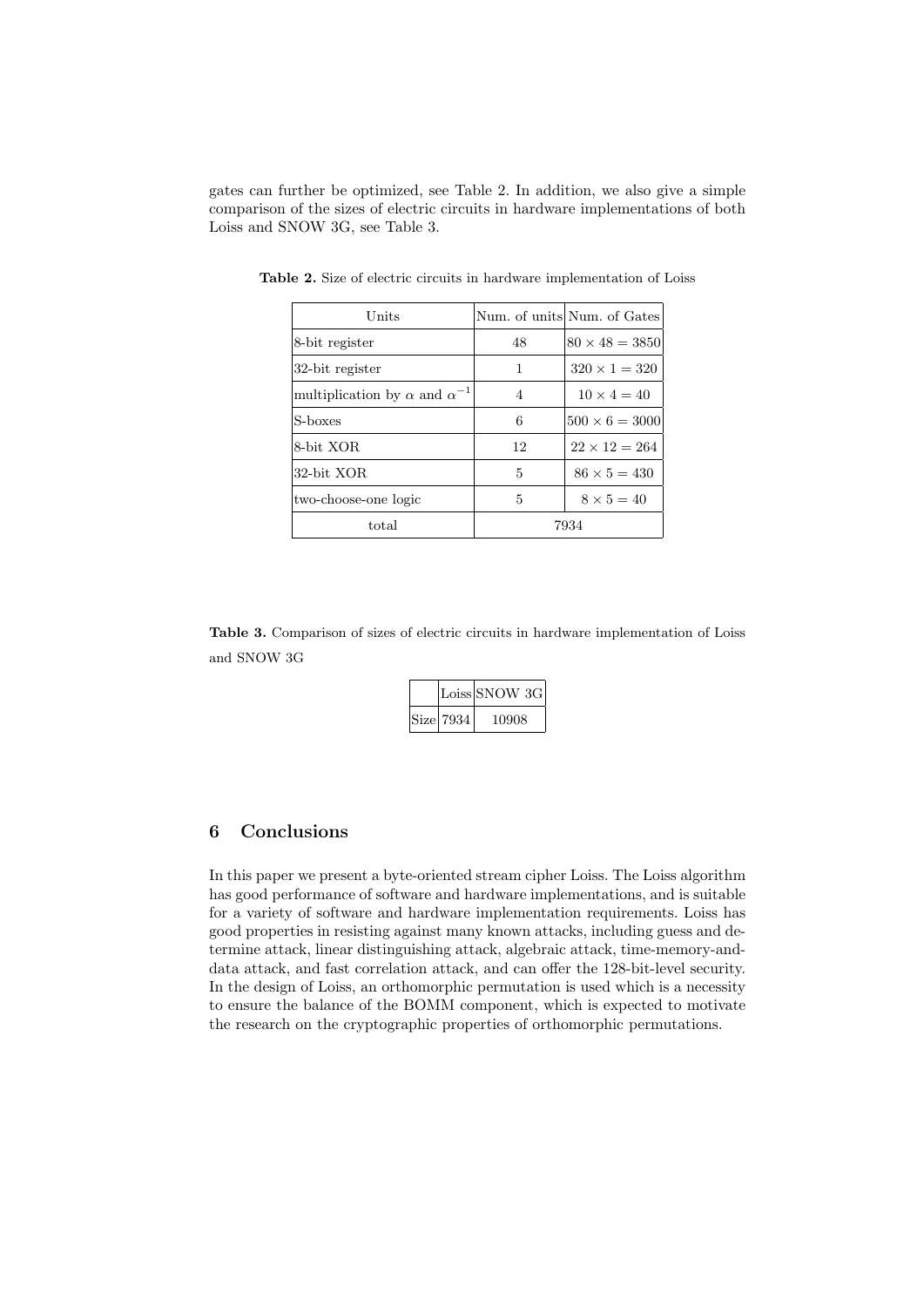gates can further be optimized, see Table 2. In addition, we also give a simple comparison of the sizes of electric circuits in hardware implementations of both Loiss and SNOW 3G, see Table 3.

**Table 2.** Size of electric circuits in hardware implementation of Loiss

| Units | Num. of units | Num. of Gates |
|---|---|---|
| 8-bit register | 48 | $80 \times 48 = 3850$ |
| 32-bit register | 1 | $320 \times 1 = 320$ |
| multiplication by $\alpha$ and $\alpha^{-1}$ | 4 | $10 \times 4 = 40$ |
| S-boxes | 6 | $500 \times 6 = 3000$ |
| 8-bit XOR | 12 | $22 \times 12 = 264$ |
| 32-bit XOR | 5 | $86 \times 5 = 430$ |
| two-choose-one logic | 5 | $8 \times 5 = 40$ |
| total | 7934 | |

**Table 3.** Comparison of sizes of electric circuits in hardware implementation of Loiss and SNOW 3G

| | Loiss | SNOW 3G |
|---|---|---|
| Size | 7934 | 10908 |

## 6 Conclusions

In this paper we present a byte-oriented stream cipher Loiss. The Loiss algorithm has good performance of software and hardware implementations, and is suitable for a variety of software and hardware implementation requirements. Loiss has good properties in resisting against many known attacks, including guess and determine attack, linear distinguishing attack, algebraic attack, time-memory-and-data attack, and fast correlation attack, and can offer the 128-bit-level security. In the design of Loiss, an orthomorphic permutation is used which is a necessity to ensure the balance of the BOMM component, which is expected to motivate the research on the cryptographic properties of orthomorphic permutations.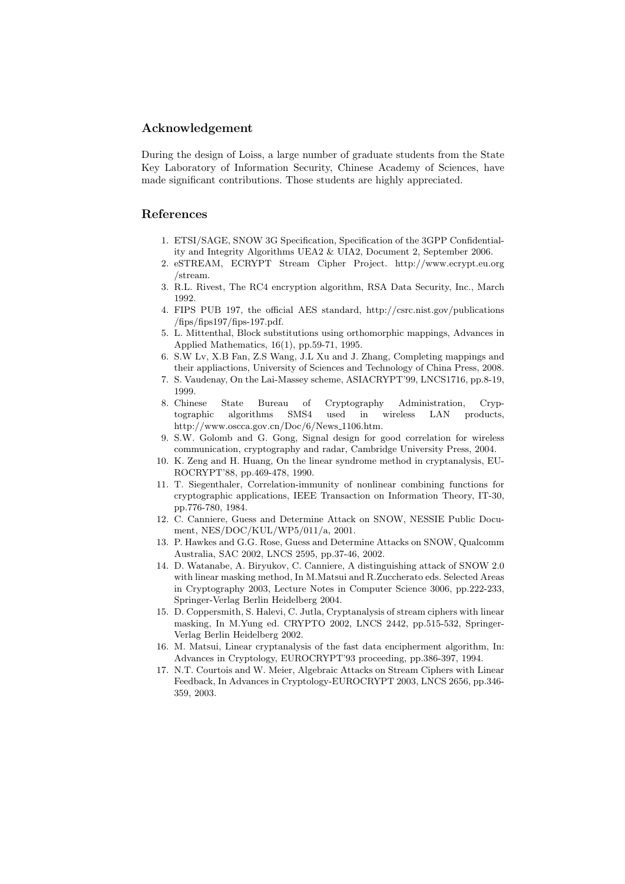## Acknowledgement

During the design of Loiss, a large number of graduate students from the State Key Laboratory of Information Security, Chinese Academy of Sciences, have made significant contributions. Those students are highly appreciated.

## References

1. ETSI/SAGE, SNOW 3G Specification, Specification of the 3GPP Confidentiality and Integrity Algorithms UEA2 & UIA2, Document 2, September 2006.
2. eSTREAM, ECRYPT Stream Cipher Project. http://www.ecrypt.eu.org /stream.
3. R.L. Rivest, The RC4 encryption algorithm, RSA Data Security, Inc., March 1992.
4. FIPS PUB 197, the official AES standard, http://csrc.nist.gov/publications /fips/fips197/fips-197.pdf.
5. L. Mittenthal, Block substitutions using orthomorphic mappings, Advances in Applied Mathematics, 16(1), pp.59-71, 1995.
6. S.W Lv, X.B Fan, Z.S Wang, J.L Xu and J. Zhang, Completing mappings and their appliactions, University of Sciences and Technology of China Press, 2008.
7. S. Vaudenay, On the Lai-Massey scheme, ASIACRYPT'99, LNCS1716, pp.8-19, 1999.
8. Chinese State Bureau of Cryptography Administration, Cryptographic algorithms SMS4 used in wireless LAN products, http://www.oscca.gov.cn/Doc/6/News_1106.htm.
9. S.W. Golomb and G. Gong, Signal design for good correlation for wireless communication, cryptography and radar, Cambridge University Press, 2004.
10. K. Zeng and H. Huang, On the linear syndrome method in cryptanalysis, EUROCRYPT'88, pp.469-478, 1990.
11. T. Siegenthaler, Correlation-immunity of nonlinear combining functions for cryptographic applications, IEEE Transaction on Information Theory, IT-30, pp.776-780, 1984.
12. C. Canniere, Guess and Determine Attack on SNOW, NESSIE Public Document, NES/DOC/KUL/WP5/011/a, 2001.
13. P. Hawkes and G.G. Rose, Guess and Determine Attacks on SNOW, Qualcomm Australia, SAC 2002, LNCS 2595, pp.37-46, 2002.
14. D. Watanabe, A. Biryukov, C. Canniere, A distinguishing attack of SNOW 2.0 with linear masking method, In M.Matsui and R.Zuccherato eds. Selected Areas in Cryptography 2003, Lecture Notes in Computer Science 3006, pp.222-233, Springer-Verlag Berlin Heidelberg 2004.
15. D. Coppersmith, S. Halevi, C. Jutla, Cryptanalysis of stream ciphers with linear masking, In M.Yung ed. CRYPTO 2002, LNCS 2442, pp.515-532, Springer-Verlag Berlin Heidelberg 2002.
16. M. Matsui, Linear cryptanalysis of the fast data encipherment algorithm, In: Advances in Cryptology, EUROCRYPT'93 proceeding, pp.386-397, 1994.
17. N.T. Courtois and W. Meier, Algebraic Attacks on Stream Ciphers with Linear Feedback, In Advances in Cryptology-EUROCRYPT 2003, LNCS 2656, pp.346-359, 2003.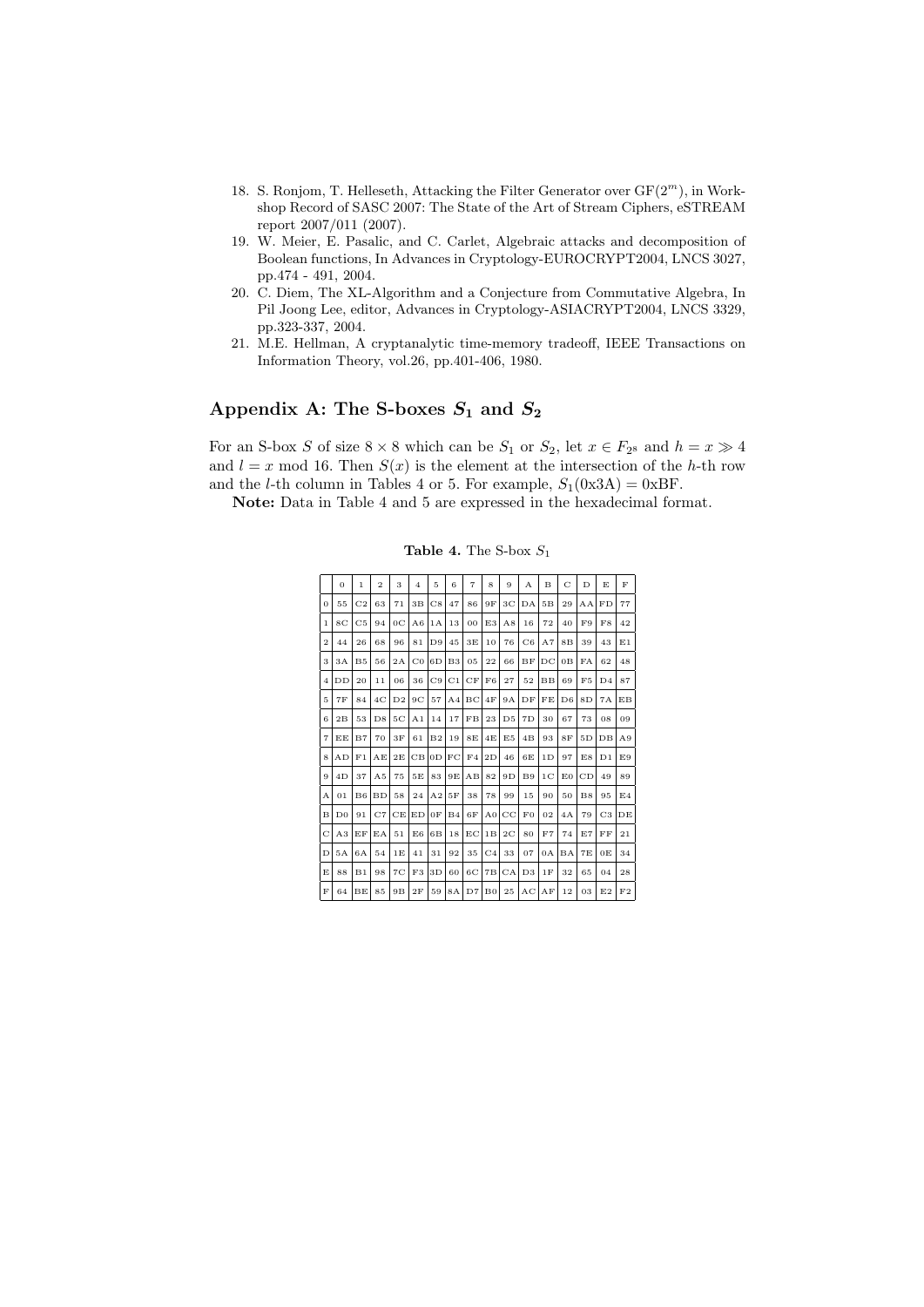18. S. Ronjom, T. Helleseth, Attacking the Filter Generator over GF($2^m$), in Workshop Record of SASC 2007: The State of the Art of Stream Ciphers, eSTREAM report 2007/011 (2007).
19. W. Meier, E. Pasalic, and C. Carlet, Algebraic attacks and decomposition of Boolean functions, In Advances in Cryptology-EUROCRYPT2004, LNCS 3027, pp.474 - 491, 2004.
20. C. Diem, The XL-Algorithm and a Conjecture from Commutative Algebra, In Pil Joong Lee, editor, Advances in Cryptology-ASIACRYPT2004, LNCS 3329, pp.323-337, 2004.
21. M.E. Hellman, A cryptanalytic time-memory tradeoff, IEEE Transactions on Information Theory, vol.26, pp.401-406, 1980.

## Appendix A: The S-boxes $S_1$ and $S_2$

For an S-box $S$ of size $8 \times 8$ which can be $S_1$ or $S_2$, let $x \in F_{2^8}$ and $h = x \gg 4$ and $l = x \bmod 16$. Then $S(x)$ is the element at the intersection of the $h$-th row and the $l$-th column in Tables 4 or 5. For example, $S_1(\text{0x3A}) = \text{0xBF}$.

**Note:** Data in Table 4 and 5 are expressed in the hexadecimal format.

**Table 4.** The S-box $S_1$

| | 0 | 1 | 2 | 3 | 4 | 5 | 6 | 7 | 8 | 9 | A | B | C | D | E | F |
|---|---|---|---|---|---|---|---|---|---|---|---|---|---|---|---|---|
| 0 | 55 | C2 | 63 | 71 | 3B | C8 | 47 | 86 | 9F | 3C | DA | 5B | 29 | AA | FD | 77 |
| 1 | 8C | C5 | 94 | 0C | A6 | 1A | 13 | 00 | E3 | A8 | 16 | 72 | 40 | F9 | F8 | 42 |
| 2 | 44 | 26 | 68 | 96 | 81 | D9 | 45 | 3E | 10 | 76 | C6 | A7 | 8B | 39 | 43 | E1 |
| 3 | 3A | B5 | 56 | 2A | C0 | 6D | B3 | 05 | 22 | 66 | BF | DC | 0B | FA | 62 | 48 |
| 4 | DD | 20 | 11 | 06 | 36 | C9 | C1 | CF | F6 | 27 | 52 | BB | 69 | F5 | D4 | 87 |
| 5 | 7F | 84 | 4C | D2 | 9C | 57 | A4 | BC | 4F | 9A | DF | FE | D6 | 8D | 7A | EB |
| 6 | 2B | 53 | D8 | 5C | A1 | 14 | 17 | FB | 23 | D5 | 7D | 30 | 67 | 73 | 08 | 09 |
| 7 | EE | B7 | 70 | 3F | 61 | B2 | 19 | 8E | 4E | E5 | 4B | 93 | 8F | 5D | DB | A9 |
| 8 | AD | F1 | AE | 2E | CB | 0D | FC | F4 | 2D | 46 | 6E | 1D | 97 | E8 | D1 | E9 |
| 9 | 4D | 37 | A5 | 75 | 5E | 83 | 9E | AB | 82 | 9D | B9 | 1C | E0 | CD | 49 | 89 |
| A | 01 | B6 | BD | 58 | 24 | A2 | 5F | 38 | 78 | 99 | 15 | 90 | 50 | B8 | 95 | E4 |
| B | D0 | 91 | C7 | CE | ED | 0F | B4 | 6F | A0 | CC | F0 | 02 | 4A | 79 | C3 | DE |
| C | A3 | EF | EA | 51 | E6 | 6B | 18 | EC | 1B | 2C | 80 | F7 | 74 | E7 | FF | 21 |
| D | 5A | 6A | 54 | 1E | 41 | 31 | 92 | 35 | C4 | 33 | 07 | 0A | BA | 7E | 0E | 34 |
| E | 88 | B1 | 98 | 7C | F3 | 3D | 60 | 6C | 7B | CA | D3 | 1F | 32 | 65 | 04 | 28 |
| F | 64 | BE | 85 | 9B | 2F | 59 | 8A | D7 | B0 | 25 | AC | AF | 12 | 03 | E2 | F2 |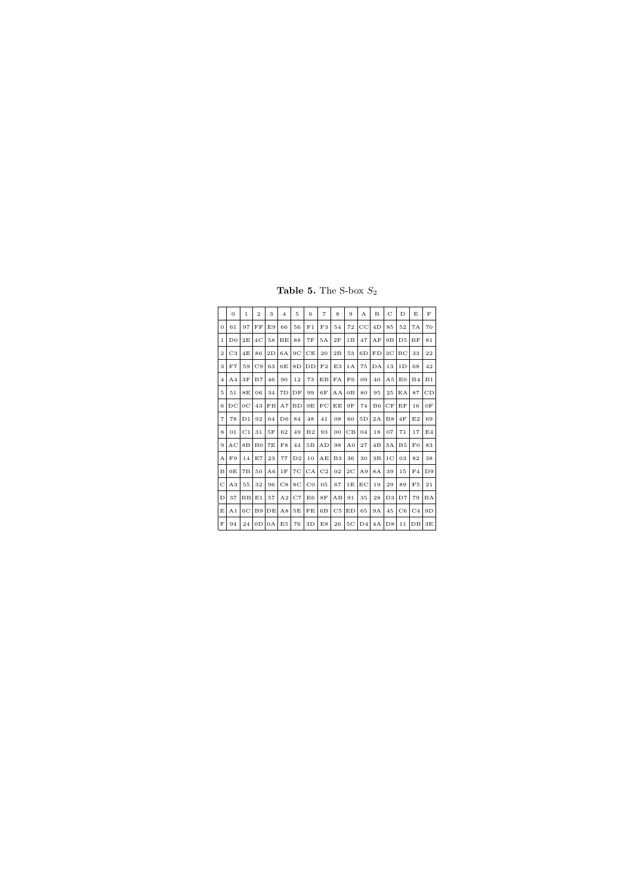**Table 5.** The S-box $S_2$

| | 0 | 1 | 2 | 3 | 4 | 5 | 6 | 7 | 8 | 9 | A | B | C | D | E | F |
|---|---|---|---|---|---|---|---|---|---|---|---|---|---|---|---|---|
| 0 | 61 | 97 | FF | E9 | 66 | 56 | F1 | F3 | 54 | 72 | CC | 4D | 85 | 52 | 7A | 70 |
| 1 | D0 | 2E | 4C | 58 | BE | 88 | 7F | 5A | 2F | 1B | 47 | AF | 9B | D5 | BF | 81 |
| 2 | C3 | 4E | 86 | 2D | 6A | 9C | CE | 20 | 2B | 53 | 6D | FD | 3C | BC | 33 | 22 |
| 3 | F7 | 59 | C9 | 63 | 6E | 8D | DD | F2 | E3 | 1A | 75 | DA | 13 | 1D | 68 | 42 |
| 4 | A4 | 3F | B7 | 46 | 90 | 12 | 73 | EB | FA | F6 | 09 | 40 | A5 | E0 | B4 | B1 |
| 5 | 51 | 8E | 06 | 34 | 7D | DF | 99 | 6F | AA | 0B | 80 | 95 | 25 | EA | 87 | CD |
| 6 | DC | 0C | 43 | FB | A7 | BD | 9E | FC | EE | 9F | 74 | B6 | CF | EF | 16 | 0F |
| 7 | 78 | D1 | 92 | 64 | D6 | 84 | 48 | 41 | 08 | 60 | 5D | 2A | B8 | 4F | E2 | 69 |
| 8 | 01 | C1 | 31 | 5F | 62 | 49 | B2 | 93 | 00 | CB | 04 | 18 | 07 | 71 | 17 | E4 |
| 9 | AC | 8B | B0 | 7E | F8 | 44 | 5B | AD | 98 | A0 | 27 | 4B | 3A | B5 | F0 | 83 |
| A | F9 | 14 | E7 | 23 | 77 | D2 | 10 | AE | B3 | 36 | 30 | 3B | 1C | 03 | 82 | 38 |
| B | 0E | 7B | 50 | A6 | 1F | 7C | CA | C2 | 02 | 2C | A9 | 8A | 39 | 15 | F4 | D9 |
| C | A3 | 55 | 32 | 96 | C8 | 8C | C0 | 05 | 67 | 1E | EC | 19 | 29 | 89 | F5 | 21 |
| D | 37 | BB | E1 | 57 | A2 | C7 | E6 | 8F | AB | 91 | 35 | 28 | D3 | D7 | 79 | BA |
| E | A1 | 6C | B9 | DE | A8 | 5E | FE | 6B | C5 | ED | 65 | 9A | 45 | C6 | C4 | 9D |
| F | 94 | 24 | 0D | 0A | E5 | 76 | 3D | E8 | 26 | 5C | D4 | 4A | D8 | 11 | DB | 3E |